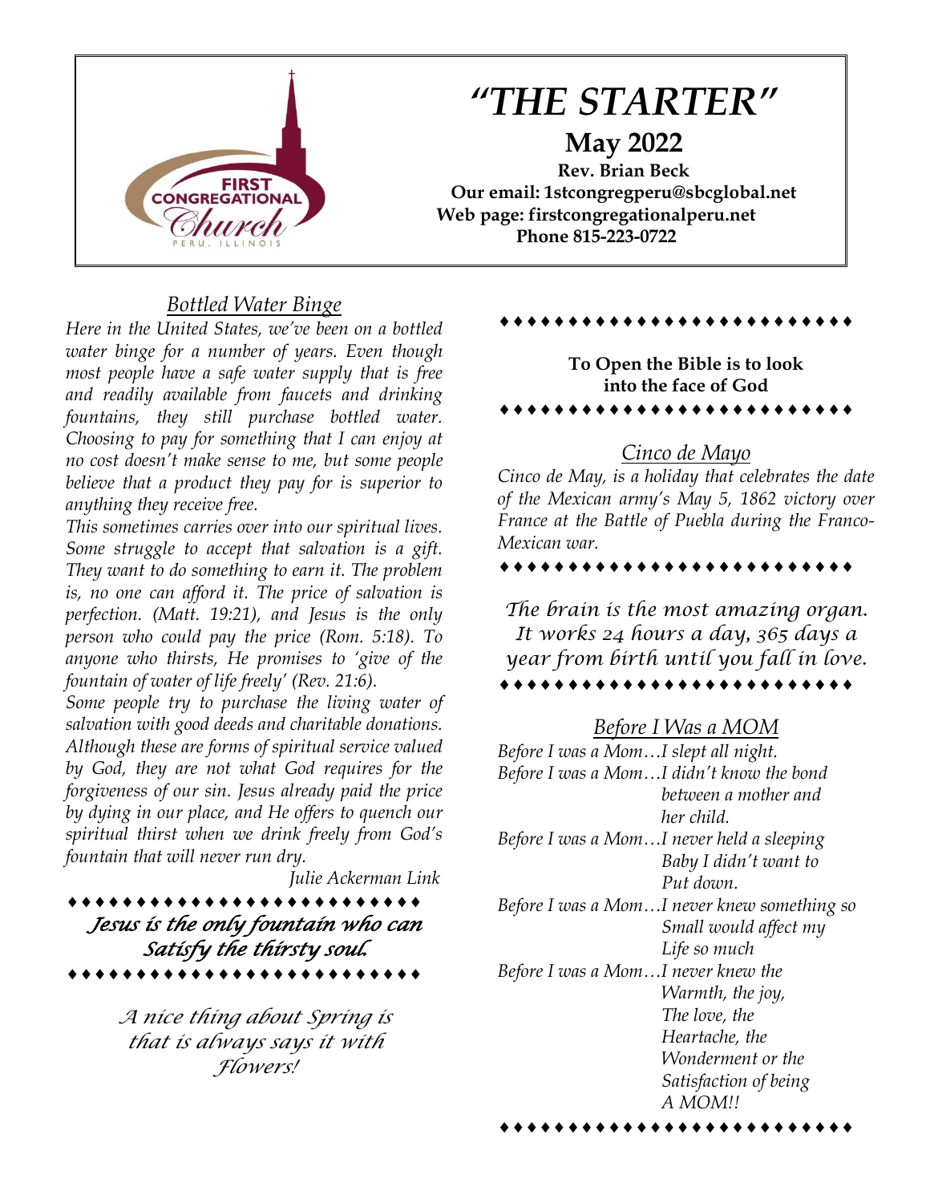# "THE STARTER"

**May 2022**

**Rev. Brian Beck**
**Our email: 1stcongregperu@sbcglobal.net**
**Web page: firstcongregationalperu.net**
**Phone 815-223-0722**

## *Bottled Water Binge*

*Here in the United States, we've been on a bottled water binge for a number of years. Even though most people have a safe water supply that is free and readily available from faucets and drinking fountains, they still purchase bottled water. Choosing to pay for something that I can enjoy at no cost doesn't make sense to me, but some people believe that a product they pay for is superior to anything they receive free.*

*This sometimes carries over into our spiritual lives. Some struggle to accept that salvation is a gift. They want to do something to earn it. The problem is, no one can afford it. The price of salvation is perfection. (Matt. 19:21), and Jesus is the only person who could pay the price (Rom. 5:18). To anyone who thirsts, He promises to 'give of the fountain of water of life freely' (Rev. 21:6).*

*Some people try to purchase the living water of salvation with good deeds and charitable donations. Although these are forms of spiritual service valued by God, they are not what God requires for the forgiveness of our sin. Jesus already paid the price by dying in our place, and He offers to quench our spiritual thirst when we drink freely from God's fountain that will never run dry.*

*Julie Ackerman Link*

♦♦♦♦♦♦♦♦♦♦♦♦♦♦♦♦♦♦♦♦♦♦♦♦♦

*Jesus is the only fountain who can Satisfy the thirsty soul.*

♦♦♦♦♦♦♦♦♦♦♦♦♦♦♦♦♦♦♦♦♦♦♦♦♦

*A nice thing about Spring is that is always says it with Flowers!*

♦♦♦♦♦♦♦♦♦♦♦♦♦♦♦♦♦♦♦♦♦♦♦♦♦

**To Open the Bible is to look into the face of God**

♦♦♦♦♦♦♦♦♦♦♦♦♦♦♦♦♦♦♦♦♦♦♦♦♦

## *Cinco de Mayo*

*Cinco de May, is a holiday that celebrates the date of the Mexican army's May 5, 1862 victory over France at the Battle of Puebla during the Franco-Mexican war.*

♦♦♦♦♦♦♦♦♦♦♦♦♦♦♦♦♦♦♦♦♦♦♦♦♦

*The brain is the most amazing organ. It works 24 hours a day, 365 days a year from birth until you fall in love.*

♦♦♦♦♦♦♦♦♦♦♦♦♦♦♦♦♦♦♦♦♦♦♦♦♦

## *Before I Was a MOM*

*Before I was a Mom…I slept all night.*
*Before I was a Mom…I didn't know the bond between a mother and her child.*
*Before I was a Mom…I never held a sleeping Baby I didn't want to Put down.*
*Before I was a Mom…I never knew something so Small would affect my Life so much*
*Before I was a Mom…I never knew the Warmth, the joy, The love, the Heartache, the Wonderment or the Satisfaction of being A MOM!!*

♦♦♦♦♦♦♦♦♦♦♦♦♦♦♦♦♦♦♦♦♦♦♦♦♦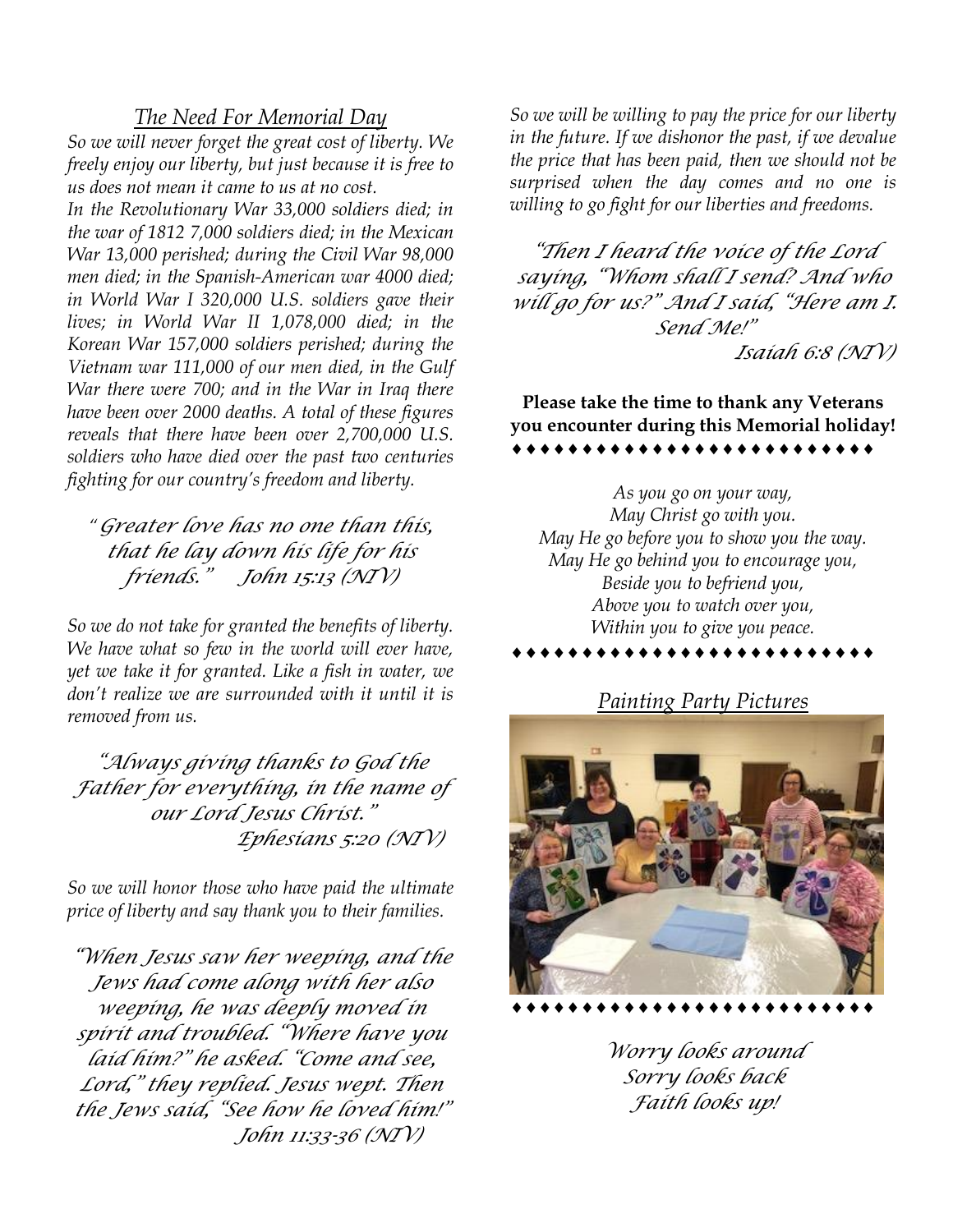## *The Need For Memorial Day*

*So we will never forget the great cost of liberty. We freely enjoy our liberty, but just because it is free to us does not mean it came to us at no cost.*

*In the Revolutionary War 33,000 soldiers died; in the war of 1812 7,000 soldiers died; in the Mexican War 13,000 perished; during the Civil War 98,000 men died; in the Spanish-American war 4000 died; in World War I 320,000 U.S. soldiers gave their lives; in World War II 1,078,000 died; in the Korean War 157,000 soldiers perished; during the Vietnam war 111,000 of our men died, in the Gulf War there were 700; and in the War in Iraq there have been over 2000 deaths. A total of these figures reveals that there have been over 2,700,000 U.S. soldiers who have died over the past two centuries fighting for our country's freedom and liberty.*

*" Greater love has no one than this, that he lay down his life for his friends."   John 15:13 (NIV)*

*So we do not take for granted the benefits of liberty. We have what so few in the world will ever have, yet we take it for granted. Like a fish in water, we don't realize we are surrounded with it until it is removed from us.*

*"Always giving thanks to God the Father for everything, in the name of our Lord Jesus Christ."*
*Ephesians 5:20 (NIV)*

*So we will honor those who have paid the ultimate price of liberty and say thank you to their families.*

*"When Jesus saw her weeping, and the Jews had come along with her also weeping, he was deeply moved in spirit and troubled. "Where have you laid him?" he asked. "Come and see, Lord," they replied. Jesus wept. Then the Jews said, "See how he loved him!"*
*John 11:33-36 (NIV)*

*So we will be willing to pay the price for our liberty in the future. If we dishonor the past, if we devalue the price that has been paid, then we should not be surprised when the day comes and no one is willing to go fight for our liberties and freedoms.*

*"Then I heard the voice of the Lord saying, "Whom shall I send? And who will go for us?" And I said, "Here am I. Send Me!"*
*Isaiah 6:8 (NIV)*

**Please take the time to thank any Veterans you encounter during this Memorial holiday!**

♦♦♦♦♦♦♦♦♦♦♦♦♦♦♦♦♦♦♦♦♦♦♦♦♦♦

*As you go on your way,*
*May Christ go with you.*
*May He go before you to show you the way.*
*May He go behind you to encourage you,*
*Beside you to befriend you,*
*Above you to watch over you,*
*Within you to give you peace.*

♦♦♦♦♦♦♦♦♦♦♦♦♦♦♦♦♦♦♦♦♦♦♦♦♦♦

## *Painting Party Pictures*

♦♦♦♦♦♦♦♦♦♦♦♦♦♦♦♦♦♦♦♦♦♦♦♦♦♦

*Worry looks around*
*Sorry looks back*
*Faith looks up!*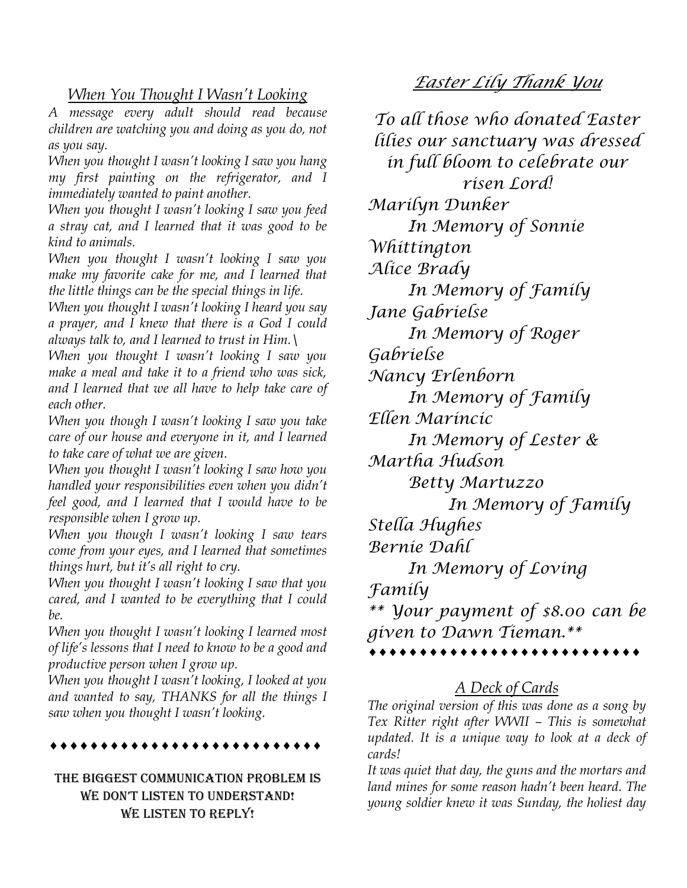## *When You Thought I Wasn't Looking*

*A message every adult should read because children are watching you and doing as you do, not as you say.*

*When you thought I wasn't looking I saw you hang my first painting on the refrigerator, and I immediately wanted to paint another.*

*When you thought I wasn't looking I saw you feed a stray cat, and I learned that it was good to be kind to animals.*

*When you thought I wasn't looking I saw you make my favorite cake for me, and I learned that the little things can be the special things in life.*

*When you thought I wasn't looking I heard you say a prayer, and I knew that there is a God I could always talk to, and I learned to trust in Him.\*

*When you thought I wasn't looking I saw you make a meal and take it to a friend who was sick, and I learned that we all have to help take care of each other.*

*When you though I wasn't looking I saw you take care of our house and everyone in it, and I learned to take care of what we are given.*

*When you thought I wasn't looking I saw how you handled your responsibilities even when you didn't feel good, and I learned that I would have to be responsible when I grow up.*

*When you though I wasn't looking I saw tears come from your eyes, and I learned that sometimes things hurt, but it's all right to cry.*

*When you thought I wasn't looking I saw that you cared, and I wanted to be everything that I could be.*

*When you thought I wasn't looking I learned most of life's lessons that I need to know to be a good and productive person when I grow up.*

*When you thought I wasn't looking, I looked at you and wanted to say, THANKS for all the things I saw when you thought I wasn't looking.*

♦♦♦♦♦♦♦♦♦♦♦♦♦♦♦♦♦♦♦♦♦♦♦♦♦♦♦♦

**THE BIGGEST COMMUNICATION PROBLEM IS WE DON'T LISTEN TO UNDERSTAND! WE LISTEN TO REPLY!**

## *Easter Lily Thank You*

*To all those who donated Easter lilies our sanctuary was dressed in full bloom to celebrate our risen Lord!*

*Marilyn Dunker*
*In Memory of Sonnie Whittington*

*Alice Brady*
*In Memory of Family*

*Jane Gabrielse*
*In Memory of Roger Gabrielse*

*Nancy Erlenborn*
*In Memory of Family*

*Ellen Marincic*
*In Memory of Lester & Martha Hudson*

*Betty Martuzzo*
*In Memory of Family*

*Stella Hughes*

*Bernie Dahl*
*In Memory of Loving Family*

*\*\* Your payment of $8.00 can be given to Dawn Tieman.\*\**

♦♦♦♦♦♦♦♦♦♦♦♦♦♦♦♦♦♦♦♦♦♦♦♦♦♦

## *A Deck of Cards*

*The original version of this was done as a song by Tex Ritter right after WWII – This is somewhat updated. It is a unique way to look at a deck of cards!*

*It was quiet that day, the guns and the mortars and land mines for some reason hadn't been heard. The young soldier knew it was Sunday, the holiest day*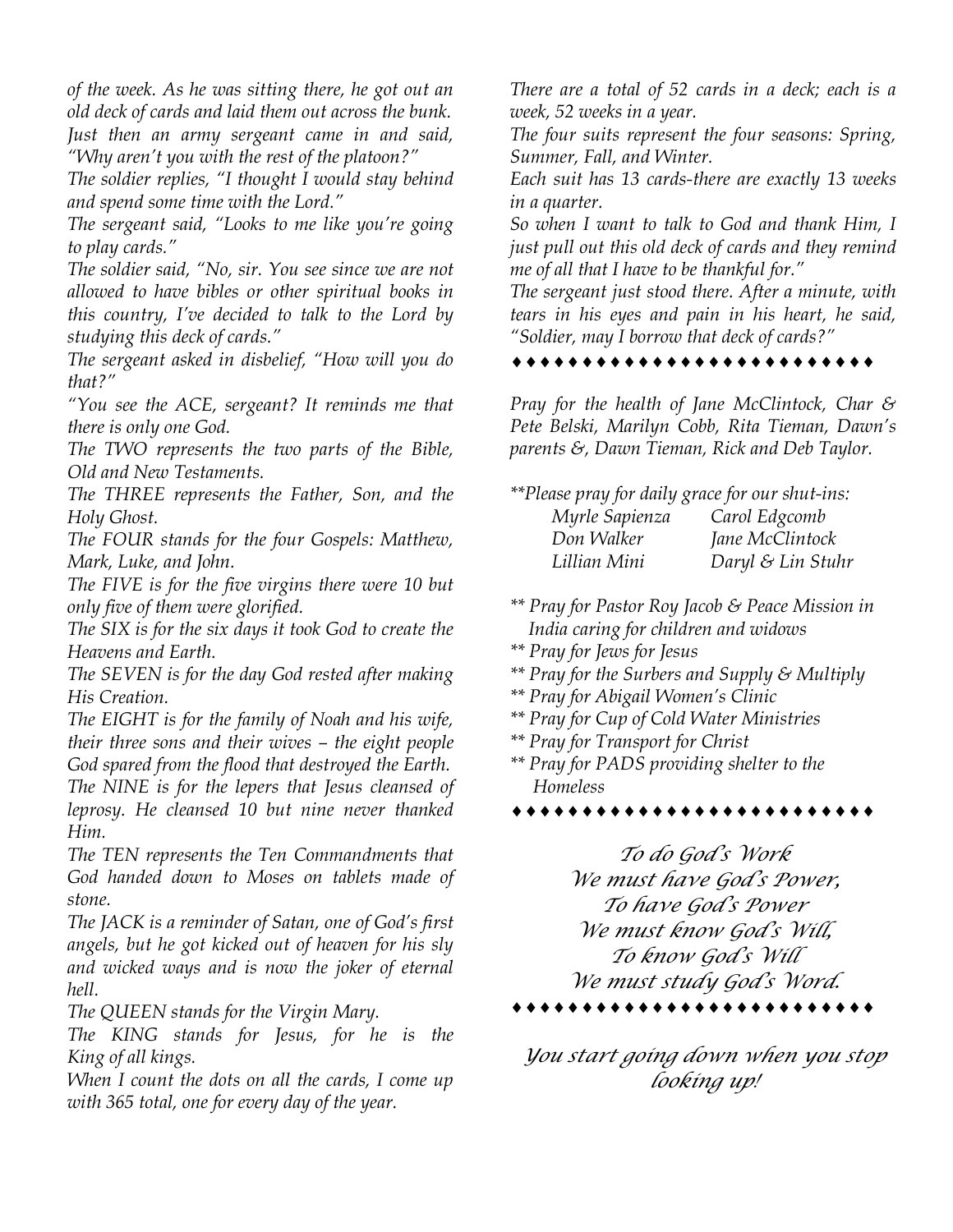*of the week. As he was sitting there, he got out an old deck of cards and laid them out across the bunk. Just then an army sergeant came in and said, "Why aren't you with the rest of the platoon?"*

*The soldier replies, "I thought I would stay behind and spend some time with the Lord."*

*The sergeant said, "Looks to me like you're going to play cards."*

*The soldier said, "No, sir. You see since we are not allowed to have bibles or other spiritual books in this country, I've decided to talk to the Lord by studying this deck of cards."*

*The sergeant asked in disbelief, "How will you do that?"*

*"You see the ACE, sergeant? It reminds me that there is only one God.*

*The TWO represents the two parts of the Bible, Old and New Testaments.*

*The THREE represents the Father, Son, and the Holy Ghost.*

*The FOUR stands for the four Gospels: Matthew, Mark, Luke, and John.*

*The FIVE is for the five virgins there were 10 but only five of them were glorified.*

*The SIX is for the six days it took God to create the Heavens and Earth.*

*The SEVEN is for the day God rested after making His Creation.*

*The EIGHT is for the family of Noah and his wife, their three sons and their wives – the eight people God spared from the flood that destroyed the Earth.*

*The NINE is for the lepers that Jesus cleansed of leprosy. He cleansed 10 but nine never thanked Him.*

*The TEN represents the Ten Commandments that God handed down to Moses on tablets made of stone.*

*The JACK is a reminder of Satan, one of God's first angels, but he got kicked out of heaven for his sly and wicked ways and is now the joker of eternal hell.*

*The QUEEN stands for the Virgin Mary.*

*The KING stands for Jesus, for he is the King of all kings.*

*When I count the dots on all the cards, I come up with 365 total, one for every day of the year.*

*There are a total of 52 cards in a deck; each is a week, 52 weeks in a year.*

*The four suits represent the four seasons: Spring, Summer, Fall, and Winter.*

*Each suit has 13 cards-there are exactly 13 weeks in a quarter.*

*So when I want to talk to God and thank Him, I just pull out this old deck of cards and they remind me of all that I have to be thankful for."*

*The sergeant just stood there. After a minute, with tears in his eyes and pain in his heart, he said, "Soldier, may I borrow that deck of cards?"*

♦♦♦♦♦♦♦♦♦♦♦♦♦♦♦♦♦♦♦♦♦♦♦♦♦♦

*Pray for the health of Jane McClintock, Char & Pete Belski, Marilyn Cobb, Rita Tieman, Dawn's parents &, Dawn Tieman, Rick and Deb Taylor.*

*\*\*Please pray for daily grace for our shut-ins:*

| | |
|---|---|
| *Myrle Sapienza* | *Carol Edgcomb* |
| *Don Walker* | *Jane McClintock* |
| *Lillian Mini* | *Daryl & Lin Stuhr* |

- *\*\* Pray for Pastor Roy Jacob & Peace Mission in India caring for children and widows*
- *\*\* Pray for Jews for Jesus*
- *\*\* Pray for the Surbers and Supply & Multiply*
- *\*\* Pray for Abigail Women's Clinic*
- *\*\* Pray for Cup of Cold Water Ministries*
- *\*\* Pray for Transport for Christ*
- *\*\* Pray for PADS providing shelter to the Homeless*

♦♦♦♦♦♦♦♦♦♦♦♦♦♦♦♦♦♦♦♦♦♦♦♦♦♦

*To do God's Work*
*We must have God's Power,*
*To have God's Power*
*We must know God's Will,*
*To know God's Will*
*We must study God's Word.*

♦♦♦♦♦♦♦♦♦♦♦♦♦♦♦♦♦♦♦♦♦♦♦♦♦♦

*You start going down when you stop looking up!*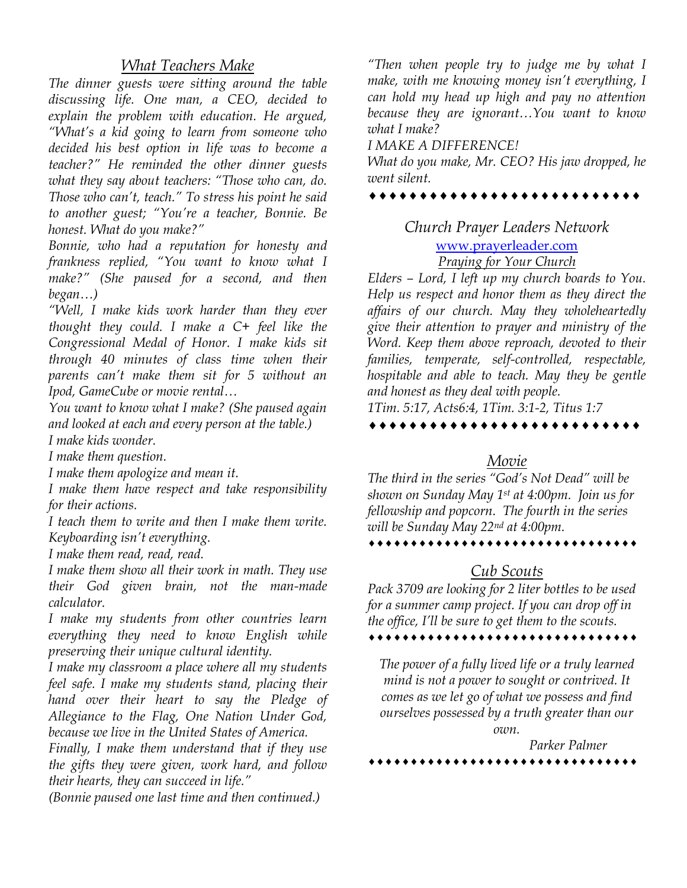## *What Teachers Make*

*The dinner guests were sitting around the table discussing life. One man, a CEO, decided to explain the problem with education. He argued, "What's a kid going to learn from someone who decided his best option in life was to become a teacher?" He reminded the other dinner guests what they say about teachers: "Those who can, do. Those who can't, teach." To stress his point he said to another guest; "You're a teacher, Bonnie. Be honest. What do you make?"*

*Bonnie, who had a reputation for honesty and frankness replied, "You want to know what I make?" (She paused for a second, and then began…)*

*"Well, I make kids work harder than they ever thought they could. I make a C+ feel like the Congressional Medal of Honor. I make kids sit through 40 minutes of class time when their parents can't make them sit for 5 without an Ipod, GameCube or movie rental…*

*You want to know what I make? (She paused again and looked at each and every person at the table.)*

*I make kids wonder.*

*I make them question.*

*I make them apologize and mean it.*

*I make them have respect and take responsibility for their actions.*

*I teach them to write and then I make them write. Keyboarding isn't everything.*

*I make them read, read, read.*

*I make them show all their work in math. They use their God given brain, not the man-made calculator.*

*I make my students from other countries learn everything they need to know English while preserving their unique cultural identity.*

*I make my classroom a place where all my students feel safe. I make my students stand, placing their hand over their heart to say the Pledge of Allegiance to the Flag, One Nation Under God, because we live in the United States of America.*

*Finally, I make them understand that if they use the gifts they were given, work hard, and follow their hearts, they can succeed in life."*

*(Bonnie paused one last time and then continued.)*

*"Then when people try to judge me by what I make, with me knowing money isn't everything, I can hold my head up high and pay no attention because they are ignorant…You want to know what I make?*

*I MAKE A DIFFERENCE!*

*What do you make, Mr. CEO? His jaw dropped, he went silent.*

♦♦♦♦♦♦♦♦♦♦♦♦♦♦♦♦♦♦♦♦♦♦♦♦♦♦

## *Church Prayer Leaders Network*

www.prayerleader.com

*Praying for Your Church*

*Elders – Lord, I left up my church boards to You. Help us respect and honor them as they direct the affairs of our church. May they wholeheartedly give their attention to prayer and ministry of the Word. Keep them above reproach, devoted to their families, temperate, self-controlled, respectable, hospitable and able to teach. May they be gentle and honest as they deal with people.*

*1Tim. 5:17, Acts6:4, 1Tim. 3:1-2, Titus 1:7*

♦♦♦♦♦♦♦♦♦♦♦♦♦♦♦♦♦♦♦♦♦♦♦♦♦♦♦

## *Movie*

*The third in the series "God's Not Dead" will be shown on Sunday May 1st at 4:00pm. Join us for fellowship and popcorn. The fourth in the series will be Sunday May 22nd at 4:00pm.*

♦♦♦♦♦♦♦♦♦♦♦♦♦♦♦♦♦♦♦♦♦♦♦♦♦♦♦♦♦♦

## *Cub Scouts*

*Pack 3709 are looking for 2 liter bottles to be used for a summer camp project. If you can drop off in the office, I'll be sure to get them to the scouts.*

♦♦♦♦♦♦♦♦♦♦♦♦♦♦♦♦♦♦♦♦♦♦♦♦♦♦♦♦♦♦

*The power of a fully lived life or a truly learned mind is not a power to sought or contrived. It comes as we let go of what we possess and find ourselves possessed by a truth greater than our own.*

*Parker Palmer*

♦♦♦♦♦♦♦♦♦♦♦♦♦♦♦♦♦♦♦♦♦♦♦♦♦♦♦♦♦♦